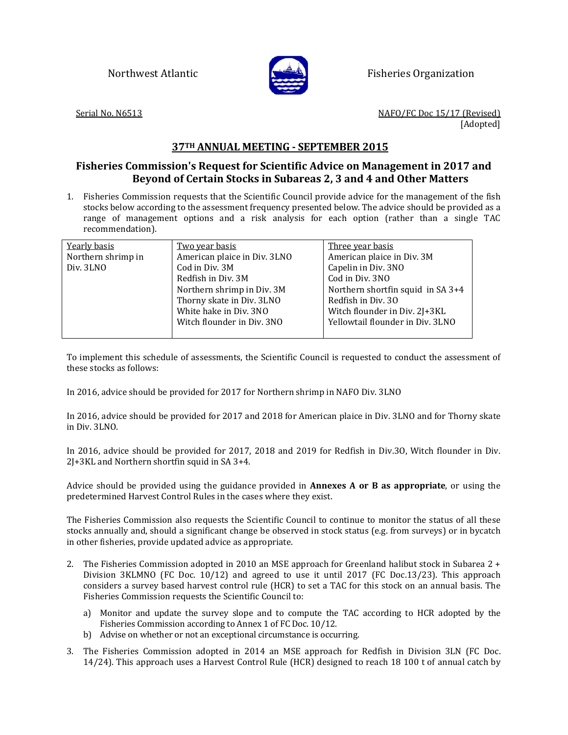Northwest Atlantic Fisheries Organization

Serial No. N6513

NAFO/FC Doc 15/17 (Revised)
[Adopted]

## 37TH ANNUAL MEETING - SEPTEMBER 2015

# Fisheries Commission's Request for Scientific Advice on Management in 2017 and Beyond of Certain Stocks in Subareas 2, 3 and 4 and Other Matters

1. Fisheries Commission requests that the Scientific Council provide advice for the management of the fish stocks below according to the assessment frequency presented below. The advice should be provided as a range of management options and a risk analysis for each option (rather than a single TAC recommendation).

| Yearly basis | Two year basis | Three year basis |
|---|---|---|
| Northern shrimp in Div. 3LNO | American plaice in Div. 3LNO | American plaice in Div. 3M |
| | Cod in Div. 3M | Capelin in Div. 3NO |
| | Redfish in Div. 3M | Cod in Div. 3NO |
| | Northern shrimp in Div. 3M | Northern shortfin squid in SA 3+4 |
| | Thorny skate in Div. 3LNO | Redfish in Div. 3O |
| | White hake in Div. 3NO | Witch flounder in Div. 2J+3KL |
| | Witch flounder in Div. 3NO | Yellowtail flounder in Div. 3LNO |

To implement this schedule of assessments, the Scientific Council is requested to conduct the assessment of these stocks as follows:

In 2016, advice should be provided for 2017 for Northern shrimp in NAFO Div. 3LNO

In 2016, advice should be provided for 2017 and 2018 for American plaice in Div. 3LNO and for Thorny skate in Div. 3LNO.

In 2016, advice should be provided for 2017, 2018 and 2019 for Redfish in Div.3O, Witch flounder in Div. 2J+3KL and Northern shortfin squid in SA 3+4.

Advice should be provided using the guidance provided in **Annexes A or B as appropriate**, or using the predetermined Harvest Control Rules in the cases where they exist.

The Fisheries Commission also requests the Scientific Council to continue to monitor the status of all these stocks annually and, should a significant change be observed in stock status (e.g. from surveys) or in bycatch in other fisheries, provide updated advice as appropriate.

2. The Fisheries Commission adopted in 2010 an MSE approach for Greenland halibut stock in Subarea 2 + Division 3KLMNO (FC Doc. 10/12) and agreed to use it until 2017 (FC Doc.13/23). This approach considers a survey based harvest control rule (HCR) to set a TAC for this stock on an annual basis. The Fisheries Commission requests the Scientific Council to:

   a) Monitor and update the survey slope and to compute the TAC according to HCR adopted by the Fisheries Commission according to Annex 1 of FC Doc. 10/12.
   b) Advise on whether or not an exceptional circumstance is occurring.

3. The Fisheries Commission adopted in 2014 an MSE approach for Redfish in Division 3LN (FC Doc. 14/24). This approach uses a Harvest Control Rule (HCR) designed to reach 18 100 t of annual catch by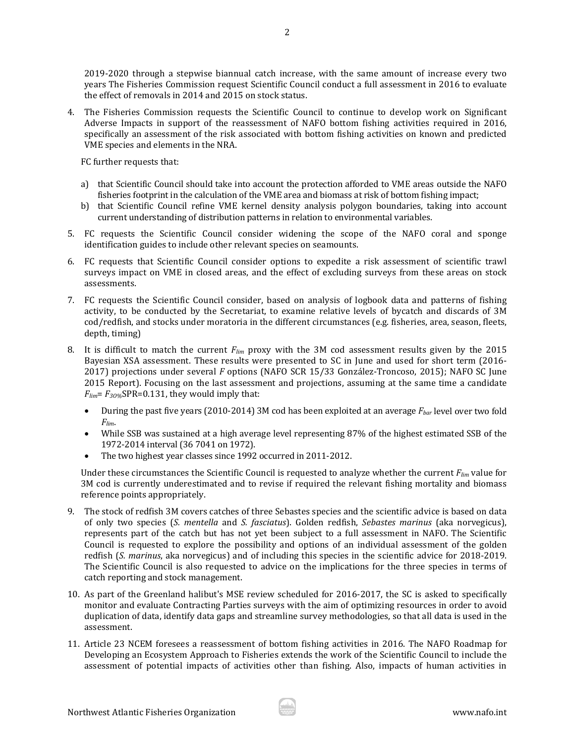2019-2020 through a stepwise biannual catch increase, with the same amount of increase every two years The Fisheries Commission request Scientific Council conduct a full assessment in 2016 to evaluate the effect of removals in 2014 and 2015 on stock status.

4. The Fisheries Commission requests the Scientific Council to continue to develop work on Significant Adverse Impacts in support of the reassessment of NAFO bottom fishing activities required in 2016, specifically an assessment of the risk associated with bottom fishing activities on known and predicted VME species and elements in the NRA.

   FC further requests that:

   a) that Scientific Council should take into account the protection afforded to VME areas outside the NAFO fisheries footprint in the calculation of the VME area and biomass at risk of bottom fishing impact;
   b) that Scientific Council refine VME kernel density analysis polygon boundaries, taking into account current understanding of distribution patterns in relation to environmental variables.

5. FC requests the Scientific Council consider widening the scope of the NAFO coral and sponge identification guides to include other relevant species on seamounts.

6. FC requests that Scientific Council consider options to expedite a risk assessment of scientific trawl surveys impact on VME in closed areas, and the effect of excluding surveys from these areas on stock assessments.

7. FC requests the Scientific Council consider, based on analysis of logbook data and patterns of fishing activity, to be conducted by the Secretariat, to examine relative levels of bycatch and discards of 3M cod/redfish, and stocks under moratoria in the different circumstances (e.g. fisheries, area, season, fleets, depth, timing)

8. It is difficult to match the current $F_{lim}$ proxy with the 3M cod assessment results given by the 2015 Bayesian XSA assessment. These results were presented to SC in June and used for short term (2016-2017) projections under several *F* options (NAFO SCR 15/33 González-Troncoso, 2015); NAFO SC June 2015 Report). Focusing on the last assessment and projections, assuming at the same time a candidate $F_{lim}= F_{30\%}$SPR=0.131, they would imply that:

   - During the past five years (2010-2014) 3M cod has been exploited at an average $F_{bar}$ level over two fold $F_{lim}$.
   - While SSB was sustained at a high average level representing 87% of the highest estimated SSB of the 1972-2014 interval (36 7041 on 1972).
   - The two highest year classes since 1992 occurred in 2011-2012.

   Under these circumstances the Scientific Council is requested to analyze whether the current $F_{lim}$ value for 3M cod is currently underestimated and to revise if required the relevant fishing mortality and biomass reference points appropriately.

9. The stock of redfish 3M covers catches of three Sebastes species and the scientific advice is based on data of only two species (*S. mentella* and *S. fasciatus*). Golden redfish, *Sebastes marinus* (aka norvegicus), represents part of the catch but has not yet been subject to a full assessment in NAFO. The Scientific Council is requested to explore the possibility and options of an individual assessment of the golden redfish (*S. marinus*, aka norvegicus) and of including this species in the scientific advice for 2018-2019. The Scientific Council is also requested to advice on the implications for the three species in terms of catch reporting and stock management.

10. As part of the Greenland halibut's MSE review scheduled for 2016-2017, the SC is asked to specifically monitor and evaluate Contracting Parties surveys with the aim of optimizing resources in order to avoid duplication of data, identify data gaps and streamline survey methodologies, so that all data is used in the assessment.

11. Article 23 NCEM foresees a reassessment of bottom fishing activities in 2016. The NAFO Roadmap for Developing an Ecosystem Approach to Fisheries extends the work of the Scientific Council to include the assessment of potential impacts of activities other than fishing. Also, impacts of human activities in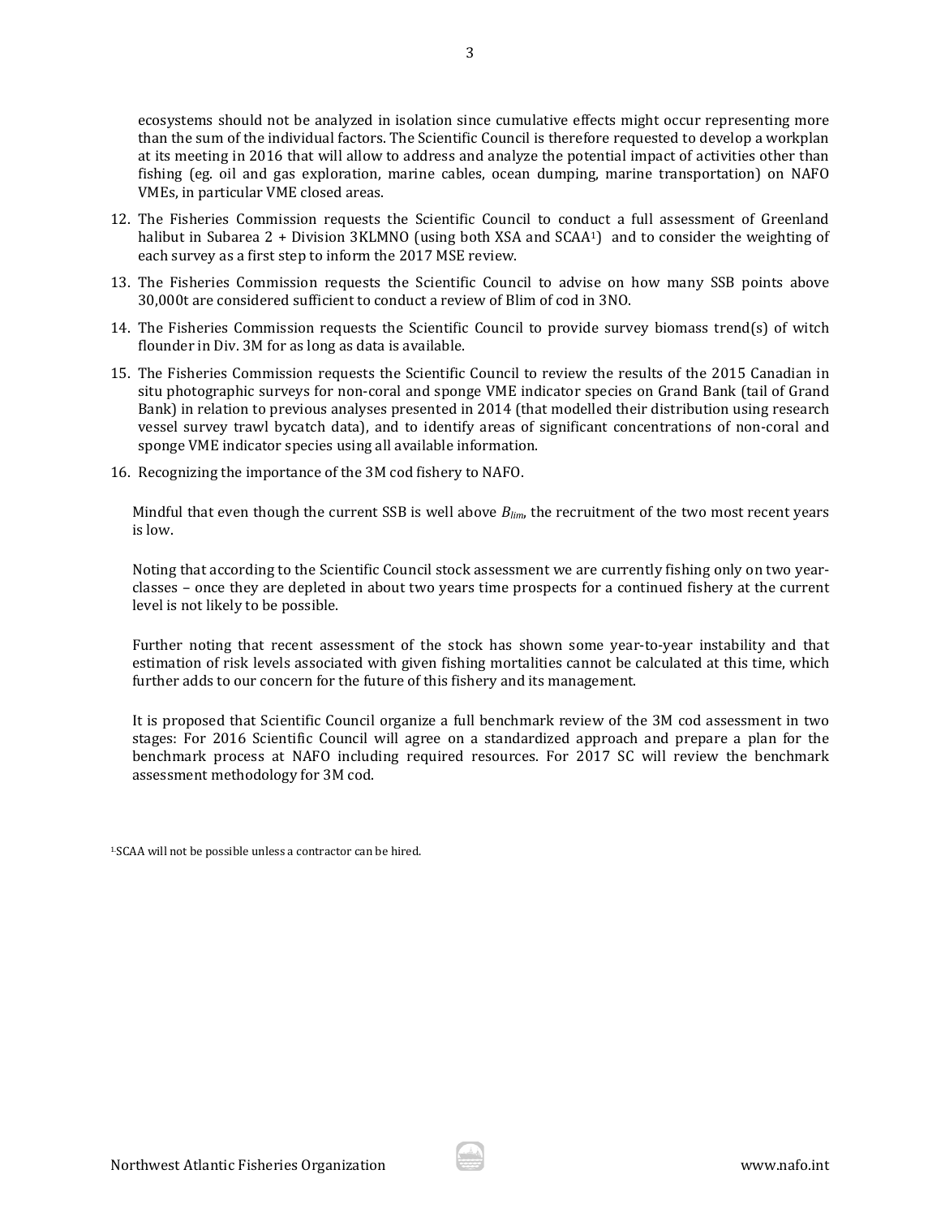ecosystems should not be analyzed in isolation since cumulative effects might occur representing more than the sum of the individual factors. The Scientific Council is therefore requested to develop a workplan at its meeting in 2016 that will allow to address and analyze the potential impact of activities other than fishing (eg. oil and gas exploration, marine cables, ocean dumping, marine transportation) on NAFO VMEs, in particular VME closed areas.

12. The Fisheries Commission requests the Scientific Council to conduct a full assessment of Greenland halibut in Subarea 2 + Division 3KLMNO (using both XSA and SCAA[1]) and to consider the weighting of each survey as a first step to inform the 2017 MSE review.
13. The Fisheries Commission requests the Scientific Council to advise on how many SSB points above 30,000t are considered sufficient to conduct a review of Blim of cod in 3NO.
14. The Fisheries Commission requests the Scientific Council to provide survey biomass trend(s) of witch flounder in Div. 3M for as long as data is available.
15. The Fisheries Commission requests the Scientific Council to review the results of the 2015 Canadian in situ photographic surveys for non-coral and sponge VME indicator species on Grand Bank (tail of Grand Bank) in relation to previous analyses presented in 2014 (that modelled their distribution using research vessel survey trawl bycatch data), and to identify areas of significant concentrations of non-coral and sponge VME indicator species using all available information.
16. Recognizing the importance of the 3M cod fishery to NAFO.

    Mindful that even though the current SSB is well above $B_{lim}$, the recruitment of the two most recent years is low.

    Noting that according to the Scientific Council stock assessment we are currently fishing only on two year-classes – once they are depleted in about two years time prospects for a continued fishery at the current level is not likely to be possible.

    Further noting that recent assessment of the stock has shown some year-to-year instability and that estimation of risk levels associated with given fishing mortalities cannot be calculated at this time, which further adds to our concern for the future of this fishery and its management.

    It is proposed that Scientific Council organize a full benchmark review of the 3M cod assessment in two stages: For 2016 Scientific Council will agree on a standardized approach and prepare a plan for the benchmark process at NAFO including required resources. For 2017 SC will review the benchmark assessment methodology for 3M cod.

[1] SCAA will not be possible unless a contractor can be hired.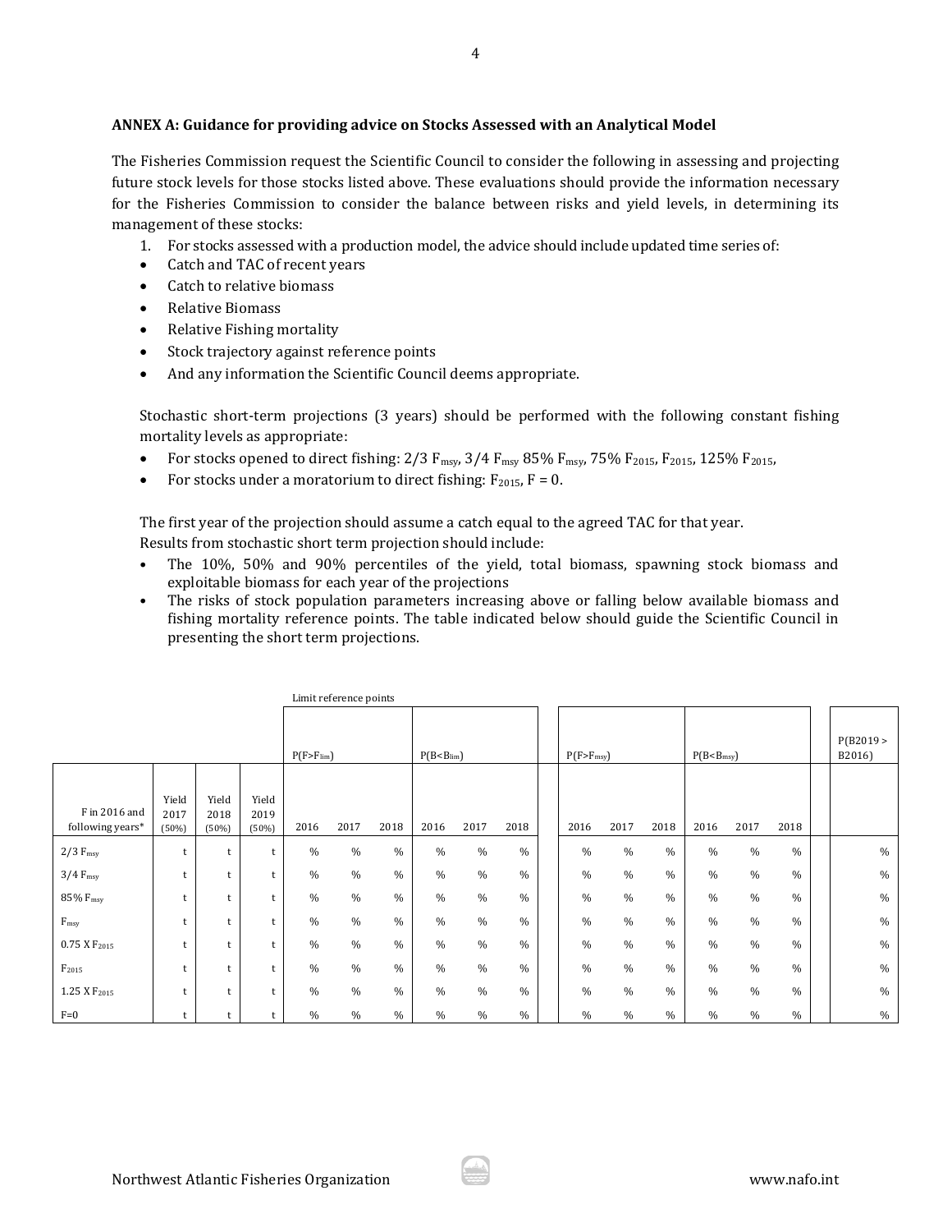### ANNEX A: Guidance for providing advice on Stocks Assessed with an Analytical Model

The Fisheries Commission request the Scientific Council to consider the following in assessing and projecting future stock levels for those stocks listed above. These evaluations should provide the information necessary for the Fisheries Commission to consider the balance between risks and yield levels, in determining its management of these stocks:

1. For stocks assessed with a production model, the advice should include updated time series of:

- Catch and TAC of recent years
- Catch to relative biomass
- Relative Biomass
- Relative Fishing mortality
- Stock trajectory against reference points
- And any information the Scientific Council deems appropriate.

Stochastic short-term projections (3 years) should be performed with the following constant fishing mortality levels as appropriate:

- For stocks opened to direct fishing: 2/3 $F_{msy}$, 3/4 $F_{msy}$ 85% $F_{msy}$, 75% $F_{2015}$, $F_{2015}$, 125% $F_{2015}$,
- For stocks under a moratorium to direct fishing: $F_{2015}$, F = 0.

The first year of the projection should assume a catch equal to the agreed TAC for that year.
Results from stochastic short term projection should include:

- The 10%, 50% and 90% percentiles of the yield, total biomass, spawning stock biomass and exploitable biomass for each year of the projections
- The risks of stock population parameters increasing above or falling below available biomass and fishing mortality reference points. The table indicated below should guide the Scientific Council in presenting the short term projections.

| | | | | Limit reference points | | | | | | | | | | | | |
|---|---|---|---|---|---|---|---|---|---|---|---|---|---|---|---|---|
| | | | | $P(F>F_{lim})$ | | | $P(B<B_{lim})$ | | | $P(F>F_{msy})$ | | | $P(B<B_{msy})$ | | | P(B2019 > B2016) |
| F in 2016 and following years* | Yield 2017 (50%) | Yield 2018 (50%) | Yield 2019 (50%) | 2016 | 2017 | 2018 | 2016 | 2017 | 2018 | 2016 | 2017 | 2018 | 2016 | 2017 | 2018 | |
| 2/3 $F_{msy}$ | t | t | t | % | % | % | % | % | % | % | % | % | % | % | % | % |
| 3/4 $F_{msy}$ | t | t | t | % | % | % | % | % | % | % | % | % | % | % | % | % |
| 85% $F_{msy}$ | t | t | t | % | % | % | % | % | % | % | % | % | % | % | % | % |
| $F_{msy}$ | t | t | t | % | % | % | % | % | % | % | % | % | % | % | % | % |
| 0.75 X $F_{2015}$ | t | t | t | % | % | % | % | % | % | % | % | % | % | % | % | % |
| $F_{2015}$ | t | t | t | % | % | % | % | % | % | % | % | % | % | % | % | % |
| 1.25 X $F_{2015}$ | t | t | t | % | % | % | % | % | % | % | % | % | % | % | % | % |
| F=0 | t | t | t | % | % | % | % | % | % | % | % | % | % | % | % | % |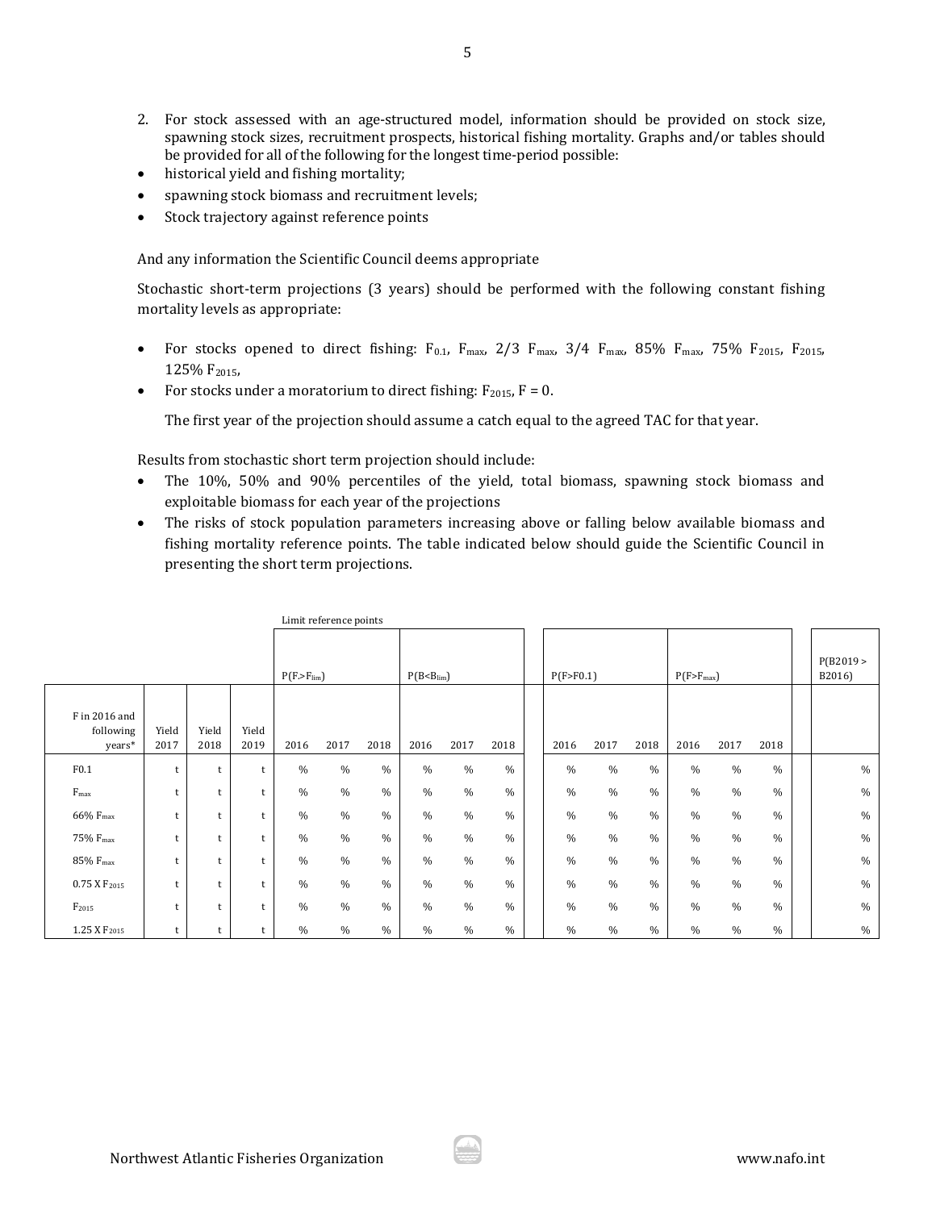2. For stock assessed with an age-structured model, information should be provided on stock size, spawning stock sizes, recruitment prospects, historical fishing mortality. Graphs and/or tables should be provided for all of the following for the longest time-period possible:

- historical yield and fishing mortality;
- spawning stock biomass and recruitment levels;
- Stock trajectory against reference points

And any information the Scientific Council deems appropriate

Stochastic short-term projections (3 years) should be performed with the following constant fishing mortality levels as appropriate:

- For stocks opened to direct fishing: $F_{0.1}$, $F_{max}$, 2/3 $F_{max}$, 3/4 $F_{max}$, 85% $F_{max}$, 75% $F_{2015}$, $F_{2015}$, 125% $F_{2015}$,
- For stocks under a moratorium to direct fishing: $F_{2015}$, F = 0.

  The first year of the projection should assume a catch equal to the agreed TAC for that year.

Results from stochastic short term projection should include:

- The 10%, 50% and 90% percentiles of the yield, total biomass, spawning stock biomass and exploitable biomass for each year of the projections
- The risks of stock population parameters increasing above or falling below available biomass and fishing mortality reference points. The table indicated below should guide the Scientific Council in presenting the short term projections.

| | | | | Limit reference points | | | | | | | | | | | | P(B2019 > B2016) |
|---|---|---|---|---|---|---|---|---|---|---|---|---|---|---|---|---|
| | | | | $P(F>F_{lim})$ | | | $P(B<B_{lim})$ | | | P(F>F0.1) | | | $P(F>F_{max})$ | | | |
| F in 2016 and following years* | Yield 2017 | Yield 2018 | Yield 2019 | 2016 | 2017 | 2018 | 2016 | 2017 | 2018 | 2016 | 2017 | 2018 | 2016 | 2017 | 2018 | |
| F0.1 | t | t | t | % | % | % | % | % | % | % | % | % | % | % | % | % |
| $F_{max}$ | t | t | t | % | % | % | % | % | % | % | % | % | % | % | % | % |
| 66% $F_{max}$ | t | t | t | % | % | % | % | % | % | % | % | % | % | % | % | % |
| 75% $F_{max}$ | t | t | t | % | % | % | % | % | % | % | % | % | % | % | % | % |
| 85% $F_{max}$ | t | t | t | % | % | % | % | % | % | % | % | % | % | % | % | % |
| 0.75 X $F_{2015}$ | t | t | t | % | % | % | % | % | % | % | % | % | % | % | % | % |
| $F_{2015}$ | t | t | t | % | % | % | % | % | % | % | % | % | % | % | % | % |
| 1.25 X $F_{2015}$ | t | t | t | % | % | % | % | % | % | % | % | % | % | % | % | % |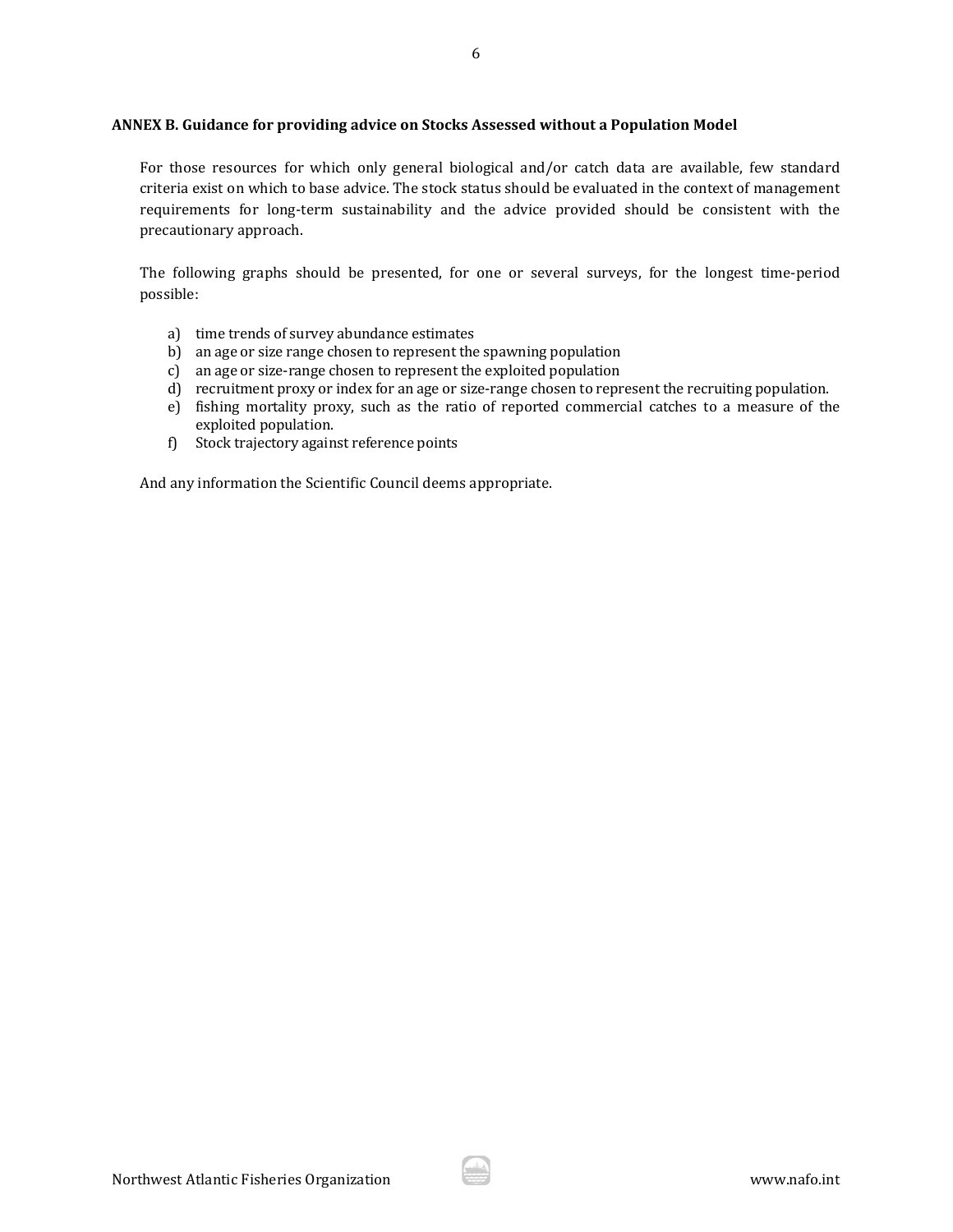## ANNEX B. Guidance for providing advice on Stocks Assessed without a Population Model

For those resources for which only general biological and/or catch data are available, few standard criteria exist on which to base advice. The stock status should be evaluated in the context of management requirements for long-term sustainability and the advice provided should be consistent with the precautionary approach.

The following graphs should be presented, for one or several surveys, for the longest time-period possible:

a) time trends of survey abundance estimates
b) an age or size range chosen to represent the spawning population
c) an age or size-range chosen to represent the exploited population
d) recruitment proxy or index for an age or size-range chosen to represent the recruiting population.
e) fishing mortality proxy, such as the ratio of reported commercial catches to a measure of the exploited population.
f) Stock trajectory against reference points

And any information the Scientific Council deems appropriate.